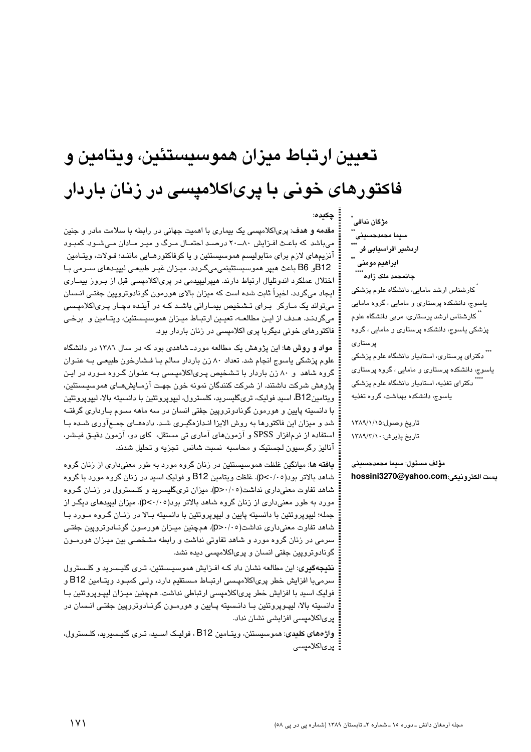# تعیین ارتباط میزان هموسیستئین، ویتامین و فاکتورهای خونی با پری‌اکلامپسی در زنان باردار

مژگان ندافی[*]
سیما محمدحسینی[**]
اردشیر افراسیابی فر[***]
ابراهیم مومنی[**]
جانمحمد ملک زاده[****]

[*] کارشناس ارشد مامایی، دانشگاه علوم پزشکی یاسوج، دانشکده پرستاری و مامایی ، گروه مامایی

[**] کارشناس ارشد پرستاری، مربی دانشگاه علوم پزشکی یاسوج، دانشکده پرستاری و مامایی ، گروه پرستاری

[***] دکترای پرستاری، استادیار دانشگاه علوم پزشکی یاسوج، دانشکده پرستاری و مامایی ، گروه پرستاری

[****] دکترای تغذیه، استادیار دانشگاه علوم پزشکی یاسوج، دانشکده بهداشت، گروه تغذیه

تاریخ وصول:۱۳۸۹/۱/۱۵
تاریخ پذیرش:۱۳۸۹/۳/۱۰

مؤلف مسئول: سیما محمدحسینی
پست الکترونیکی:hossini3270@yahoo.com

## چکیده:

**مقدمه و هدف**: پری‌اکلامپسی یک بیماری با اهمیت جهانی در رابطه با سلامت مادر و جنین می‌باشد که باعث افزایش ۸۰ـ۲۰ درصد احتمال مرگ و میر مادران می‌شود. کمبود آنزیم‌های لازم برای متابولیسم هموسیستئین و یا کوفاکتورهایی مانند؛ فولات، ویتامین B12و B6 باعث هیپر هموسیستئینمی‌می‌گردد. میزان غیر طبیعی لیپیدهای سرمی با اختلال عملکرد اندوتلیال ارتباط دارند. هیپرلیپیدمی در پری‌اکلامپسی قبل از بروز بیماری ایجاد می‌گردد. اخیراً ثابت شده است که میزان بالای هورمون گونادوتروپین جفتی انسان می‌تواند یک مارکر برای تشخیص بیمارانی باشد که در آینده دچار پری‌اکلامپسی می‌گردند. هدف از این مطالعه، تعیین ارتباط میزان هموسیستئین، ویتامین و برخی فاکتورهای خونی دیگربا پری اکلامپسی در زنان باردار بود.

**مواد و روش ها**: این پژوهش یک مطالعه موردـ شاهدی بود که در سال ۱۳۸۶ در دانشگاه علوم پزشکی یاسوج انجام شد. تعداد ۸۰ زن باردار سالم با فشارخون طبیعی به عنوان گروه شاهد و ۸۰ زن باردار با تشخیص پری‌اکلامپسی به عنوان گروه مورد در این پژوهش شرکت داشتند. از شرکت کنندگان نمونه خون جهت آزمایش‌های هموسیستئین، ویتامینB12، اسید فولیک، تری‌گلیسرید، کلسترول، لیپوپروتئین با دانسیته بالا، لیپوپروتئین با دانسیته پایین و هورمون گونادوتروپین جفتی انسان در سه ماهه سوم بارداری گرفته شد و میزان این فاکتورها به روش الایزا اندازه‌گیری شد. داده‌های جمع‌آوری شده با استفاده از نرم‌افزار SPSS و آزمون‌های آماری تی مستقل، کای دو، آزمون دقیق فیشر، آنالیز رگرسیون لجستیک و محاسبه نسبت شانس تجزیه و تحلیل شدند.

**یافته ها**: میانگین غلظت هموسیستئین در زنان گروه مورد به طور معنی‌داری از زنان گروه شاهد بالاتر بود($p<0/05$). غلظت ویتامین B12 و فولیک اسید در زنان گروه مورد با گروه شاهد تفاوت معنی‌داری نداشت($p>0/05$). میزان تری‌گلیسرید و کلسترول در زنان گروه مورد به طور معنی‌داری از زنان گروه شاهد بالاتر بود($p<0/05$). میزان لیپیدهای دیگر از جمله؛ لیپوپروتئین با دانسیته پایین و لیپوپروتئین با دانسیته بالا در زنان گروه مورد با شاهد تفاوت معنی‌داری نداشت($p>0/05$). همچنین میزان هورمون گونادوتروپین جفتی سرمی در زنان گروه مورد و شاهد تفاوتی نداشت و رابطه مشخصی بین میزان هورمون گونادوتروپین جفتی انسان و پری‌اکلامپسی دیده نشد.

**نتیجه‌گیری**: این مطالعه نشان داد که افزایش هموسیستئین، تری گلیسرید و کلسترول سرمی‌با افزایش خطر پری‌اکلامپسی ارتباط مستقیم دارد، ولی کمبود ویتامین B12 و فولیک اسید با افزایش خطر پری‌اکلامپسی ارتباطی نداشت. همچنین میزان لیپوپروتئین با دانسیته بالا، لیپوپروتئین با دانسیته پایین و هورمون گونادوتروپین جفتی انسان در پری‌اکلامپسی افزایشی نشان نداد.

**واژه‌های کلیدی**: هموسیستئن، ویتامین B12 ، فولیک اسید، تری گلیسرید، کلسترول، پری‌اکلامپسی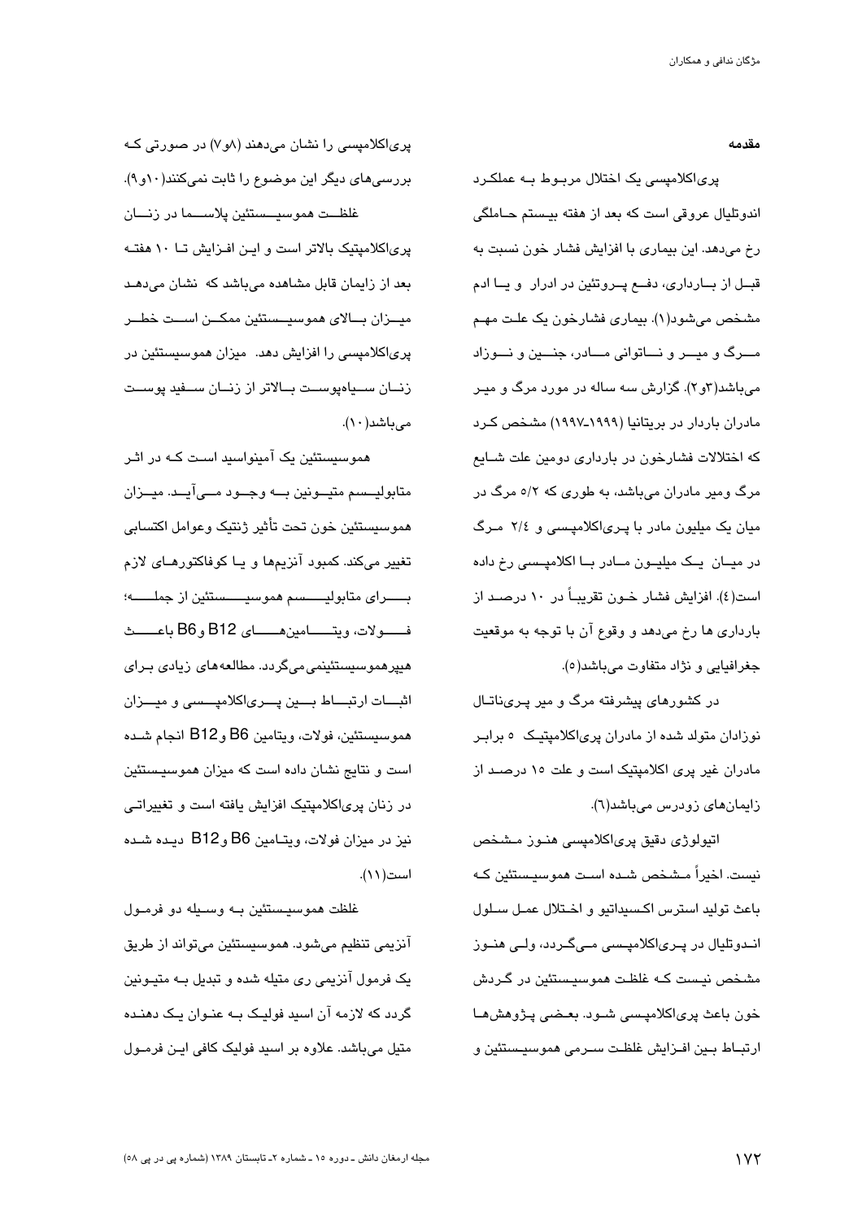## مقدمه

پری‌اکلامپسی یک اختلال مربوط به عملکرد اندوتلیال عروقی است که بعد از هفته بیستم حاملگی رخ می‌دهد. این بیماری با افزایش فشار خون نسبت به قبل از بارداری، دفع پروتئین در ادرار و یا ادم مشخص می‌شود(۱). بیماری فشارخون یک علت مهم مرگ و میر و ناتوانی مادر، جنین و نوزاد می‌باشد(۲و۳). گزارش سه ساله در مورد مرگ و میر مادران باردار در بریتانیا (۱۹۹۹ـ۱۹۹۷) مشخص کرد که اختلالات فشارخون در بارداری دومین علت شایع مرگ ومیر مادران می‌باشد، به طوری که ۵/۲ مرگ در میان یک میلیون مادر با پری‌اکلامپسی و ۲/٤ مرگ در میان یک میلیون مادر با اکلامپسی رخ داده است(٤). افزایش فشار خون تقریباً در ۱۰ درصد از بارداری ها رخ می‌دهد و وقوع آن با توجه به موقعیت جغرافیایی و نژاد متفاوت می‌باشد(٥).

در کشورهای پیشرفته مرگ و میر پری‌ناتال نوزادان متولد شده از مادران پری‌اکلامپتیک ٥ برابر مادران غیر پری اکلامپتیک است و علت ۱٥ درصد از زایمان‌های زودرس می‌باشد(٦).

اتیولوژی دقیق پری‌اکلامپسی هنوز مشخص نیست. اخیراً مشخص شده است هموسیستئین که باعث تولید استرس اکسیداتیو و اختلال عمل سلول اندوتلیال در پری‌اکلامپسی می‌گردد، ولی هنوز مشخص نیست که غلظت هموسیستئین در گردش خون باعث پری‌اکلامپسی شود. بعضی پژوهش‌ها ارتباط بین افزایش غلظت سرمی هموسیستئین و پری‌اکلامپسی را نشان می‌دهند (۸و۷) در صورتی که بررسی‌های دیگر این موضوع را ثابت نمی‌کنند(۱۰و۹).

غلظت هموسیستئین پلاسما در زنان پری‌اکلامپتیک بالاتر است و این افزایش تا ۱۰ هفته بعد از زایمان قابل مشاهده می‌باشد که نشان می‌دهد میزان بالای هموسیستئین ممکن است خطر پری‌اکلامپسی را افزایش دهد. میزان هموسیستئین در زنان سیاه‌پوست بالاتر از زنان سفید پوست می‌باشد(۱۰).

هموسیستئین یک آمینواسید است که در اثر متابولیسم متیونین به وجود می‌آید. میزان هموسیستئین خون تحت تأثیر ژنتیک وعوامل اکتسابی تغییر می‌کند. کمبود آنزیم‌ها و یا کوفاکتورهای لازم برای متابولیسم هموسیستئین از جمله؛ فولات، ویتامین‌های B12 و B6 باعث هیپرهموسیستئینمی می‌گردد. مطالعه‌های زیادی برای اثبات ارتباط بین پری‌اکلامپسی و میزان هموسیستئین، فولات، ویتامین B6 و B12 انجام شده است و نتایج نشان داده است که میزان هموسیستئین در زنان پری‌اکلامپتیک افزایش یافته است و تغییراتی نیز در میزان فولات، ویتامین B6 و B12 دیده شده است(۱۱).

غلظت هموسیستئین به وسیله دو فرمول آنزیمی تنظیم می‌شود. هموسیستئین می‌تواند از طریق یک فرمول آنزیمی ری متیله شده و تبدیل به متیونین گردد که لازمه آن اسید فولیک به عنوان یک دهنده متیل می‌باشد. علاوه بر اسید فولیک کافی این فرمول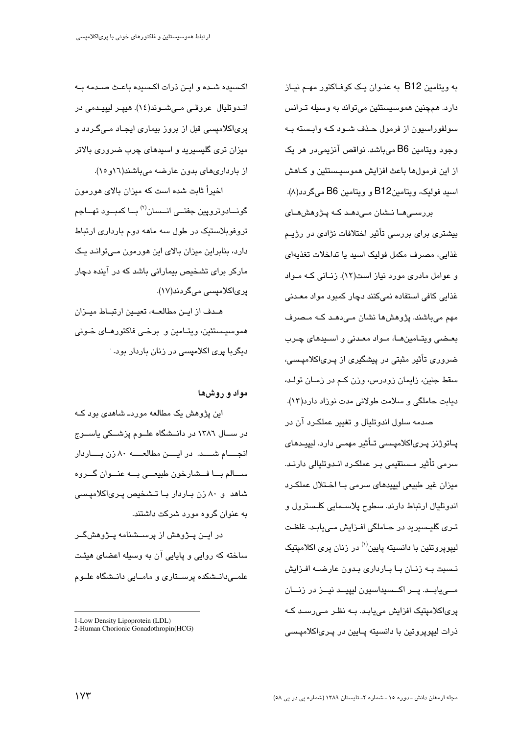به ویتامین B12 به عنوان یک کوفاکتور مهم نیاز دارد. همچنین هموسیستئین می‌تواند به وسیله ترانس سولفوراسیون از فرمول حذف شود که وابسته به وجود ویتامین B6 می‌باشد. نواقص آنزیمی‌در هر یک از این فرمول‌ها باعث افزایش هموسیستئین و کاهش اسید فولیک، ویتامینB12 و ویتامین B6 می‌گردد(۸).

بررسی‌ها نشان می‌دهد که پژوهش‌های بیشتری برای بررسی تأثیر اختلافات نژادی در رژیم غذایی، مصرف مکمل فولیک اسید یا تداخلات تغذیه‌ای و عوامل مادری مورد نیاز است(۱۲). زنانی که مواد غذایی کافی استفاده نمی‌کنند دچار کمبود مواد معدنی مهم می‌باشند. پژوهش‌ها نشان می‌دهد که مصرف بعضی ویتامین‌ها، مواد معدنی و اسیدهای چرب ضروری تأثیر مثبتی در پیشگیری از پری‌اکلامپسی، سقط جنین، زایمان زودرس، وزن کم در زمان تولد، دیابت حاملگی و سلامت طولانی مدت نوزاد دارد(۱۳).

صدمه سلول اندوتلیال و تغییر عملکرد آن در پاتوژنز پری‌اکلامپسی تأثیر مهمی دارد. لیپیدهای سرمی تأثیر مستقیمی بر عملکرد اندوتلیالی دارند. میزان غیر طبیعی لیپیدهای سرمی با اختلال عملکرد اندوتلیال ارتباط دارند. سطوح پلاسمایی کلسترول و تری گلیسیرید در حاملگی افزایش می‌یابد. غلظت لیپوپروتئین با دانسیته پایین[1] در زنان پری اکلامپتیک نسبت به زنان با بارداری بدون عارضه افزایش می‌یابد. پر اکسیداسیون لیپید نیز در زنان پری‌اکلامپتیک افزایش می‌یابد. به نظر می‌رسد که ذرات لیپوپروتین با دانسیته پایین در پری‌اکلامپسی اکسیده شده و این ذرات اکسیده باعث صدمه به اندوتلیال عروقی می‌شوند(۱۴). هیپر لیپیدمی در پری‌اکلامپسی قبل از بروز بیماری ایجاد می‌گردد و میزان تری گلیسیرید و اسیدهای چرب ضروری بالاتر از بارداری‌های بدون عارضه می‌باشند(۱۶و۱۵).

اخیراً ثابت شده است که میزان بالای هورمون گونادوتروپین جفتی انسان[2] با کمبود تهاجم تروفوبلاستیک در طول سه ماهه دوم بارداری ارتباط دارد، بنابراین میزان بالای این هورمون می‌تواند یک مارکر برای تشخیص بیمارانی باشد که در آینده دچار پری‌اکلامپسی می‌گردند(۱۷).

هدف از این مطالعه، تعیین ارتباط میزان هموسیستئین، ویتامین و برخی فاکتورهای خونی دیگربا پری اکلامپسی در زنان باردار بود.

## مواد و روش‌ها

این پژوهش یک مطالعه مورد- شاهدی بود که در سال ۱۳۸٦ در دانشگاه علوم پزشکی یاسوج انجام شد. در این مطالعه ۸۰ زن باردار سالم با فشارخون طبیعی به عنوان گروه شاهد و ۸۰ زن باردار با تشخیص پری‌اکلامپسی به عنوان گروه مورد شرکت داشتند.

در این پژوهش از پرسشنامه پژوهشگر ساخته که روایی و پایایی آن به وسیله اعضای هیئت علمی‌دانشکده پرستاری و مامایی دانشگاه علوم

---

1-Low Density Lipoprotein (LDL)

2-Human Chorionic Gonadothropin(HCG)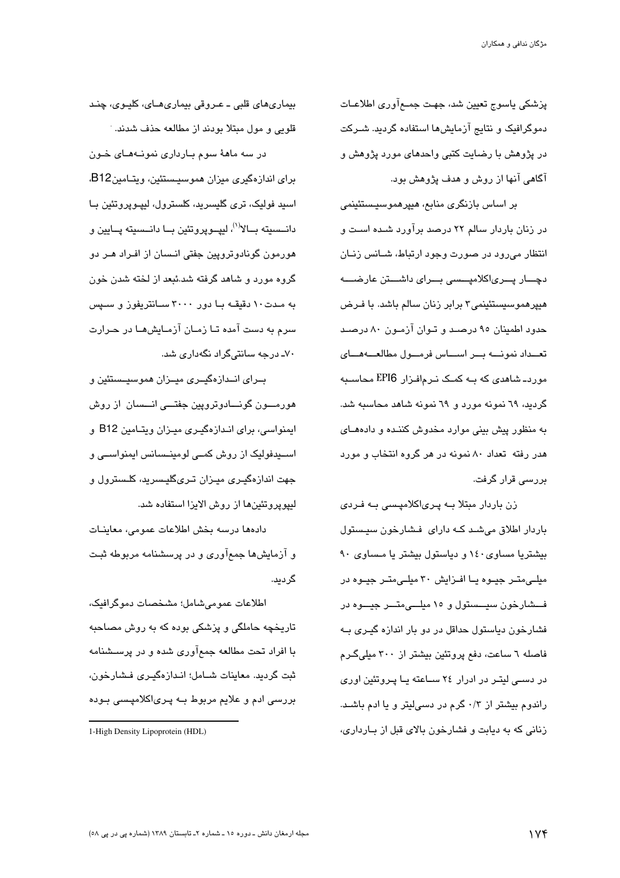پزشکی یاسوج تعیین شد، جهت جمع‌آوری اطلاعات دموگرافیک و نتایج آزمایش‌ها استفاده گردید. شرکت در پژوهش با رضایت کتبی واحدهای مورد پژوهش و آگاهی آنها از روش و هدف پژوهش بود.

بر اساس بازنگری منابع، هیپرهموسیستئینمی در زنان باردار سالم ۲۲ درصد برآورد شده است و انتظار می‌رود در صورت وجود ارتباط، شانس زنان دچار پره‌اکلامپسی برای داشتن عارضه هیپرهموسیستئینمی۳ برابر زنان سالم باشد. با فرض حدود اطمینان ۹۵ درصد و توان آزمون ۸۰ درصد تعداد نمونه بر اساس فرمول مطالعه‌های مورد- شاهدی که به کمک نرم‌افزار EPI6 محاسبه گردید، ٦٩ نمونه مورد و ٦٩ نمونه شاهد محاسبه شد. به منظور پیش بینی موارد مخدوش کننده و داده‌های هدر رفته تعداد ۸۰ نمونه در هر گروه انتخاب و مورد بررسی قرار گرفت.

زن باردار مبتلا به پره‌اکلامپسی به فردی باردار اطلاق می‌شد که دارای فشارخون سیستول بیشتریا مساوی۱٤۰ و دیاستول بیشتر یا مساوی ۹۰ میلی‌متر جیوه یا افزایش ۳۰ میلی‌متر جیوه در فشارخون سیستول و ۱۵ میلی‌متر جیوه در فشارخون دیاستول حداقل در دو بار اندازه گیری به فاصله ٦ ساعت، دفع پروتئین بیشتر از ۳۰۰ میلی‌گرم در دسی لیتر در ادرار ۲٤ ساعته یا پروتئین اوری راندوم بیشتر از ۰/۳ گرم در دسی‌لیتر و یا ادم باشد. زنانی که به دیابت و فشارخون بالای قبل از بارداری، بیماری‌های قلبی ـ عروقی بیماری‌های، کلیوی، چند قلویی و مول مبتلا بودند از مطالعه حذف شدند.

در سه ماههٔ سوم بارداری نمونه‌های خون برای اندازه‌گیری میزان هموسیستئین، ویتامینB12، اسید فولیک، تری گلیسرید، کلسترول، لیپوپروتئین با دانسیته بالا[1]، لیپوپروتئین با دانسیته پایین و هورمون گونادوتروپین جفتی انسان از افراد هر دو گروه مورد و شاهد گرفته شد.بعد از لخته شدن خون به مدت ۱۰ دقیقه با دور ۳۰۰۰ سانتریفوز و سپس سرم به دست آمده تا زمان آزمایش‌ها در حرارت ۷۰- درجه سانتی‌گراد نگه‌داری شد.

برای اندازه‌گیری میزان هموسیستئین و هورمون گونادوتروپین جفتی انسان از روش ایمنواسی، برای اندازه‌گیری میزان ویتامین B12 و اسیدفولیک از روش کمی لومینسانس ایمنواسی و جهت اندازه‌گیری میزان تری‌گلیسرید، کلسترول و لیپوپروتئین‌ها از روش الایزا استفاده شد.

داده‌ها درسه بخش اطلاعات عمومی، معاینات و آزمایش‌ها جمع‌آوری و در پرسشنامه مربوطه ثبت گردید.

اطلاعات عمومی‌شامل؛ مشخصات دموگرافیک، تاریخچه حاملگی و پزشکی بوده که به روش مصاحبه با افراد تحت مطالعه جمع‌آوری شده و در پرسشنامه ثبت گردید. معاینات شامل؛ اندازه‌گیری فشارخون، بررسی ادم و علایم مربوط به پره‌اکلامپسی بوده

---

1-High Density Lipoprotein (HDL)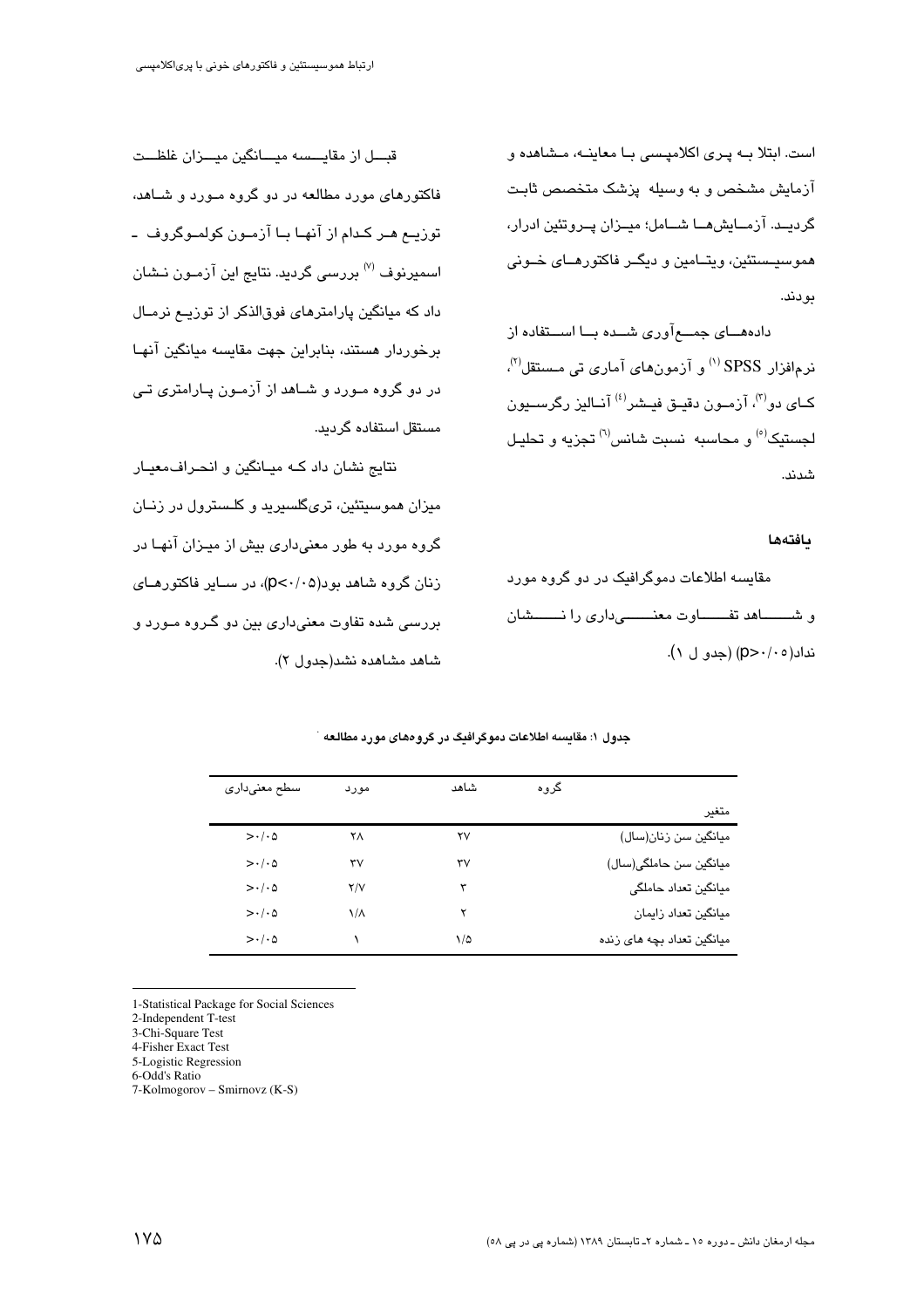است. ابتلا به پری اکلامپسی با معاینه، مشاهده و آزمایش مشخص و به وسیله پزشک متخصص ثابت گردید. آزمایش‌ها شامل؛ میزان پروتئین ادرار، هموسیستئین، ویتامین و دیگر فاکتورهای خونی بودند.

داده‌های جمع‌آوری شده با استفاده از نرم‌افزار SPSS [1] و آزمون‌های آماری تی مستقل[2]، کای دو[3]، آزمون دقیق فیشر[4] آنالیز رگرسیون لجستیک[5] و محاسبه نسبت شانس[6] تجزیه و تحلیل شدند.

### یافته‌ها

مقایسه اطلاعات دموگرافیک در دو گروه مورد و شاهد تفاوت معنی‌داری را نشان نداد($p>0/05$) (جدول ۱).

قبل از مقایسه میانگین میزان غلظت فاکتورهای مورد مطالعه در دو گروه مورد و شاهد، توزیع هر کدام از آنها با آزمون کولموگروف ـ اسمیرنوف [7] بررسی گردید. نتایج این آزمون نشان داد که میانگین پارامترهای فوق‌الذکر از توزیع نرمال برخوردار هستند، بنابراین جهت مقایسه میانگین آنها در دو گروه مورد و شاهد از آزمون پارامتری تی مستقل استفاده گردید.

نتایج نشان داد که میانگین و انحراف‌معیار میزان هموسیتئین، تری‌گلسیرید و کلسترول در زنان گروه مورد به طور معنی‌داری بیش از میزان آنها در زنان گروه شاهد بود($p<0/05$)، در سایر فاکتورهای بررسی شده تفاوت معنی‌داری بین دو گروه مورد و شاهد مشاهده نشد(جدول ۲).

**جدول ۱: مقایسه اطلاعات دموگرافیک در گروه‌های مورد مطالعه**

| متغیر / گروه | شاهد | مورد | سطح معنی‌داری |
|---|---|---|---|
| میانگین سن زنان(سال) | ۲۷ | ۲۸ | $>0/05$ |
| میانگین سن حاملگی(سال) | ۳۷ | ۳۷ | $>0/05$ |
| میانگین تعداد حاملگی | ۳ | ۲/۷ | $>0/05$ |
| میانگین تعداد زایمان | ۲ | ۱/۸ | $>0/05$ |
| میانگین تعداد بچه های زنده | ۱/۵ | ۱ | $>0/05$ |

1-Statistical Package for Social Sciences
2-Independent T-test
3-Chi-Square Test
4-Fisher Exact Test
5-Logistic Regression
6-Odd's Ratio
7-Kolmogorov – Smirnovz (K-S)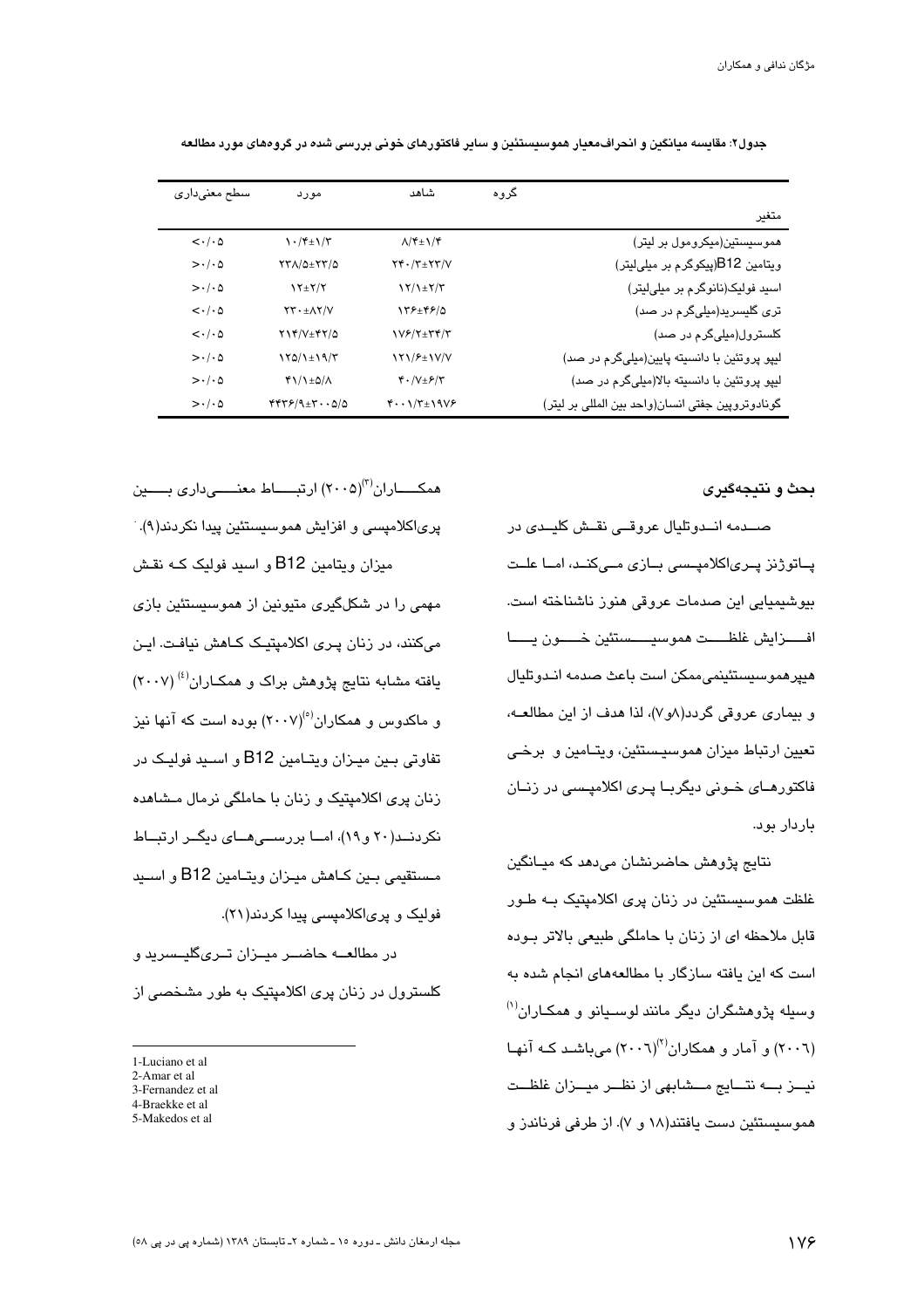جدول۲: مقایسه میانگین و انحراف‌معیار هموسیستئین و سایر فاکتورهای خونی بررسی شده در گروه‌های مورد مطالعه

| متغیر / گروه | شاهد | مورد | سطح معنی‌داری |
|---|---|---|---|
| هموسیستین(میکرومول بر لیتر) | ۸/۴±۱/۴ | ۱۰/۴±۱/۳ | <۰/۰۵ |
| ویتامین B12(پیکوگرم بر میلی‌لیتر) | ۲۴۰/۳±۲۳/۷ | ۲۳۸/۵±۲۳/۵ | >۰/۰۵ |
| اسید فولیک(نانوگرم بر میلی‌لیتر) | ۱۲/۱±۲/۳ | ۱۲±۲/۲ | >۰/۰۵ |
| تری گلیسرید(میلی‌گرم در صد) | ۱۳۶±۴۶/۵ | ۲۳۰±۸۲/۷ | <۰/۰۵ |
| کلسترول(میلی‌گرم در صد) | ۱۷۶/۲±۳۴/۳ | ۲۱۴/۷±۴۲/۵ | <۰/۰۵ |
| لیپو پروتئین با دانسیته پایین(میلی‌گرم در صد) | ۱۲۱/۶±۱۷/۷ | ۱۲۵/۱±۱۹/۳ | >۰/۰۵ |
| لیپو پروتئین با دانسیته بالا(میلی‌گرم در صد) | ۴۰/۷±۶/۳ | ۴۱/۱±۵/۸ | >۰/۰۵ |
| گونادوتروپین جفتی انسان(واحد بین المللی بر لیتر) | ۴۰۰۱/۳±۱۹۷۶ | ۴۴۳۶/۹±۳۰۰۵/۵ | >۰/۰۵ |

## بحث و نتیجه‌گیری

صـــدمه انـــدوتلیال عروقـــی نقـــش کلیـــدی در پـــاتوژنز پـــری‌اکلامپـــسی بـــازی مـــی‌کنـــد، امـــا علـــت بیوشیمیایی این صدمات عروقی هنوز ناشناخته است. افـــزایش غلظـــت هموسیـــستئین خـــون یـــا هیپرهموسیستئینمی‌ممکن است باعث صدمه انـدوتلیال و بیماری عروقی گردد(۸و۷)، لذا هدف از این مطالعـه، تعیین ارتباط میزان هموسیـستئین، ویتـامین و برخـی فاکتورهـای خـونی دیگربـا پـری اکلامپـسی در زنـان باردار بود.

نتایج پژوهش حاضرنشان می‌دهد که میـانگین غلظت هموسیستئین در زنان پری اکلامپتیک بـه طـور قابل ملاحظه ای از زنان با حاملگی طبیعی بالاتر بـوده است که این یافته سازگار با مطالعه‌های انجام شده به وسیله پژوهشگران دیگر مانند لوسـیانو و همکـاران[1] (۲۰۰٦) و آمار و همکاران[2](۲۰۰٦) می‌باشـد کـه آنهـا نیـــز بـــه نتـــایج مـــشابهی از نظـــر میـــزان غلظـــت هموسیستئین دست یافتند(۱۸ و ۷). از طرفی فرناندز و همکـــاران[3](۲۰۰۵) ارتبـــاط معنـــی‌داری بـــین پری‌اکلامپسی و افزایش هموسیستئین پیدا نکردند(۹).

میزان ویتامین B12 و اسید فولیک کـه نقـش مهمی را در شکل‌گیری متیونین از هموسیستئین بازی می‌کنند، در زنان پـری اکلامپتیـک کـاهش نیافـت. ایـن یافته مشابه نتایج پژوهش براک و همکـاران[4] (۲۰۰۷) و ماکدوس و همکاران[5](۲۰۰۷) بوده است که آنها نیز تفاوتی بـین میـزان ویتـامین B12 و اسـید فولیـک در زنان پری اکلامپتیک و زنان با حاملگی نرمال مـشاهده نکردنـد(۲۰ و۱۹)، امـا بررسـی‌هـای دیگـر ارتبـاط مـستقیمی بـین کـاهش میـزان ویتـامین B12 و اسـید فولیک و پری‌اکلامپسی پیدا کردند(۲۱).

در مطالعـه حاضـر میـزان تـری‌گلیـسرید و کلسترول در زنان پری اکلامپتیک به طور مشخصی از

1-Luciano et al
2-Amar et al
3-Fernandez et al
4-Braekke et al
5-Makedos et al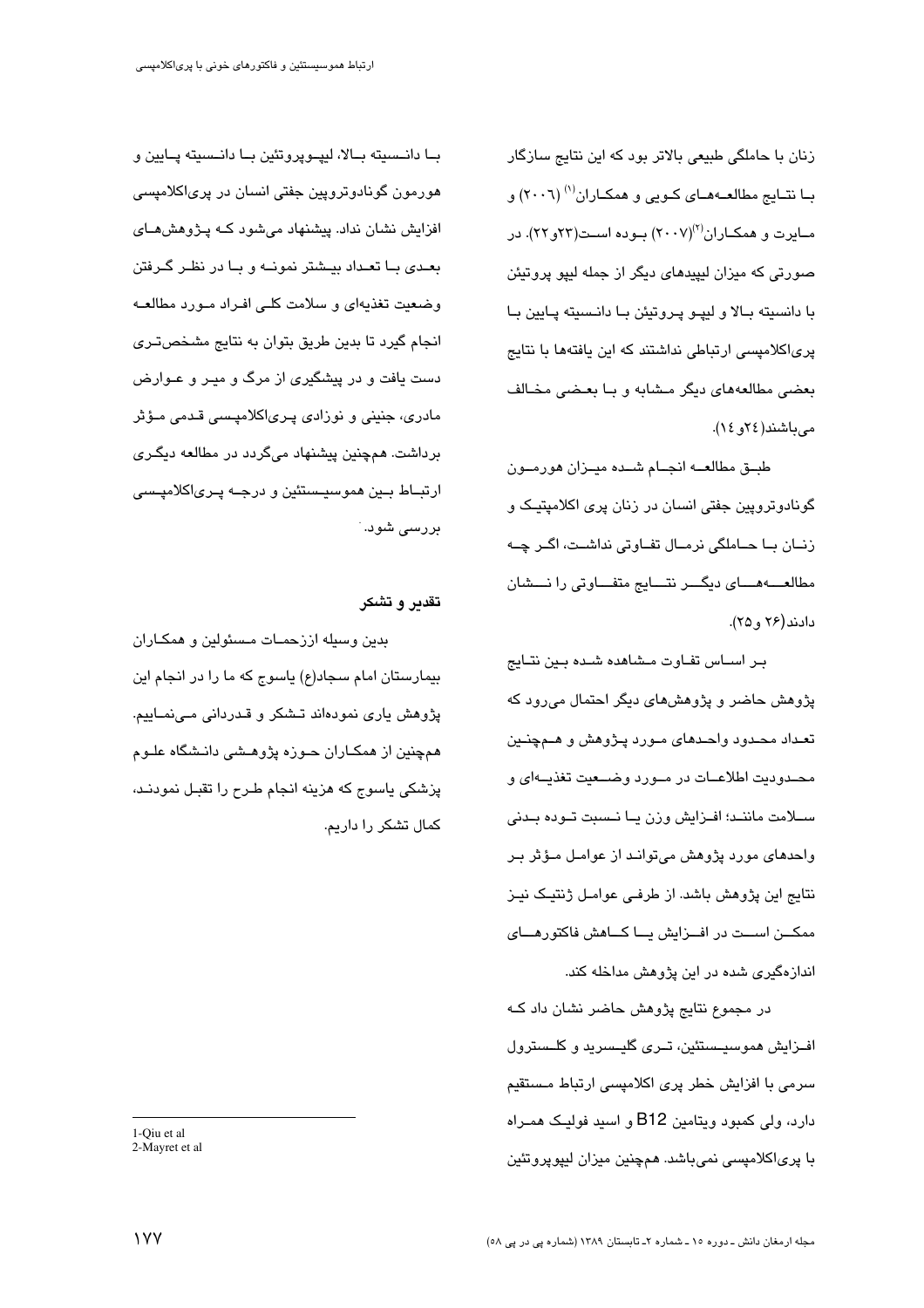زنان با حاملگی طبیعی بالاتر بود که این نتایج سازگار بـا نتـایج مطالعـه‌هـای کـویی و همکـاران[1] (۲۰۰۶) و مـایرت و همکـاران[2](۲۰۰۷) بـوده اسـت(۲۳و۲۲). در صورتی که میزان لیپیدهای دیگر از جمله لیپو پروتیئن با دانسیته بـالا و لیپـو پـروتیئن بـا دانـسیته پـایین بـا پری‌اکلامپسی ارتباطی نداشتند که این یافته‌ها با نتایج بعضی مطالعه‌های دیگر مـشابه و بـا بعـضی مخـالف می‌باشند(۲٤و ۱٤).

طبـق مطالعـه انجـام شـده میـزان هورمـون گونادوتروپین جفتی انسان در زنان پری اکلامپتیـک و زنـان بـا حـاملگی نرمـال تفـاوتی نداشـت، اگـر چـه مطالعـــه‌هـــای دیگـــر نتـــایج متفـــاوتی را نـــشان دادند(۲۶ و۲۵).

بـر اسـاس تفـاوت مـشاهده شـده بـین نتـایج پژوهش حاضر و پژوهش‌های دیگر احتمال می‌رود که تعـداد محـدود واحـدهای مـورد پـژوهش و هـمچنـین محـدودیت اطلاعـات در مـورد وضـعیت تغذیـه‌ای و سـلامت ماننـد؛ افـزایش وزن یـا نـسبت تـوده بـدنی واحدهای مورد پژوهش می‌توانـد از عوامـل مـؤثر بـر نتایج این پژوهش باشد. از طرفـی عوامـل ژنتیـک نیـز ممکـــن اســـت در افـــزایش یـــا کـــاهش فاکتورهـــای اندازه‌گیری شده در این پژوهش مداخله کند.

در مجموع نتایج پژوهش حاضر نشان داد کـه افـزایش هموسیـستئین، تـری گلیـسرید و کلـسترول سرمی با افزایش خطر پری اکلامپسی ارتباط مـستقیم دارد، ولی کمبود ویتامین B12 و اسید فولیـک همـراه با پری‌اکلامپسی نمی‌باشد. همچنین میزان لیپوپروتئین بـا دانـسیته بـالا، لیپـوپروتئین بـا دانـسیته پـایین و هورمون گونادوتروپین جفتی انسان در پری‌اکلامپسی افزایش نشان نداد. پیشنهاد می‌شود کـه پـژوهش‌هـای بعـدی بـا تعـداد بیـشتر نمونـه و بـا در نظـر گـرفتن وضعیت تغذیه‌ای و سلامت کلـی افـراد مـورد مطالعـه انجام گیرد تا بدین طریق بتوان به نتایج مشخص‌تـری دست یافت و در پیشگیری از مرگ و میـر و عـوارض مادری، جنینی و نوزادی پـری‌اکلامپـسی قـدمی مـؤثر برداشت. همچنین پیشنهاد می‌گردد در مطالعه دیگـری ارتبـاط بـین هموسیـستئین و درجـه پـری‌اکلامپـسی بررسی شود.

**تقدیر و تشکر**

بدین وسیله اززحمـات مـسئولین و همکـاران بیمارستان امام سجاد(ع) یاسوج که ما را در انجام این پژوهش یاری نموده‌اند تـشکر و قـدردانی مـی‌نمـاییم. همچنین از همکـاران حـوزه پژوهـشی دانـشگاه علـوم پزشکی یاسوج که هزینه انجام طـرح را تقبـل نمودنـد، کمال تشکر را داریم.

1-Qiu et al
2-Mayret et al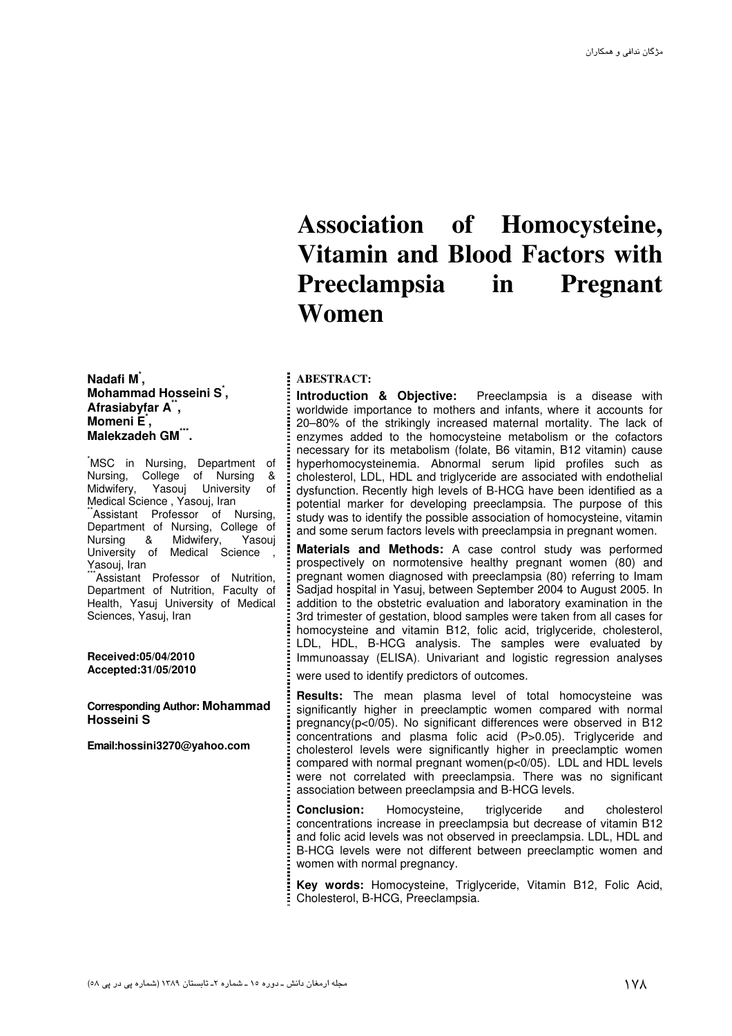# Association of Homocysteine, Vitamin and Blood Factors with Preeclampsia in Pregnant Women

**Nadafi M[*],**
**Mohammad Hosseini S[*],**
**Afrasiabyfar A[**],**
**Momeni E[*],**
**Malekzadeh GM[***].**

[*]MSC in Nursing, Department of Nursing, College of Nursing & Midwifery, Yasouj University of Medical Science , Yasouj, Iran
[**]Assistant Professor of Nursing, Department of Nursing, College of Nursing & Midwifery, Yasouj University of Medical Science , Yasouj, Iran
[***]Assistant Professor of Nutrition, Department of Nutrition, Faculty of Health, Yasuj University of Medical Sciences, Yasuj, Iran

**Received:05/04/2010**
**Accepted:31/05/2010**

**Corresponding Author: Mohammad Hosseini S**

**Email:hossini3270@yahoo.com**

**ABESTRACT:**

**Introduction & Objective:** Preeclampsia is a disease with worldwide importance to mothers and infants, where it accounts for 20–80% of the strikingly increased maternal mortality. The lack of enzymes added to the homocysteine metabolism or the cofactors necessary for its metabolism (folate, B6 vitamin, B12 vitamin) cause hyperhomocysteinemia. Abnormal serum lipid profiles such as cholesterol, LDL, HDL and triglyceride are associated with endothelial dysfunction. Recently high levels of B-HCG have been identified as a potential marker for developing preeclampsia. The purpose of this study was to identify the possible association of homocysteine, vitamin and some serum factors levels with preeclampsia in pregnant women.

**Materials and Methods:** A case control study was performed prospectively on normotensive healthy pregnant women (80) and pregnant women diagnosed with preeclampsia (80) referring to Imam Sadjad hospital in Yasuj, between September 2004 to August 2005. In addition to the obstetric evaluation and laboratory examination in the 3rd trimester of gestation, blood samples were taken from all cases for homocysteine and vitamin B12, folic acid, triglyceride, cholesterol, LDL, HDL, B-HCG analysis. The samples were evaluated by Immunoassay (ELISA). Univariant and logistic regression analyses were used to identify predictors of outcomes.

**Results:** The mean plasma level of total homocysteine was significantly higher in preeclamptic women compared with normal pregnancy(p<0/05). No significant differences were observed in B12 concentrations and plasma folic acid (P>0.05). Triglyceride and cholesterol levels were significantly higher in preeclamptic women compared with normal pregnant women(p<0/05). LDL and HDL levels were not correlated with preeclampsia. There was no significant association between preeclampsia and B-HCG levels.

**Conclusion:** Homocysteine, triglyceride and cholesterol concentrations increase in preeclampsia but decrease of vitamin B12 and folic acid levels was not observed in preeclampsia. LDL, HDL and B-HCG levels were not different between preeclamptic women and women with normal pregnancy.

**Key words:** Homocysteine, Triglyceride, Vitamin B12, Folic Acid, Cholesterol, B-HCG, Preeclampsia.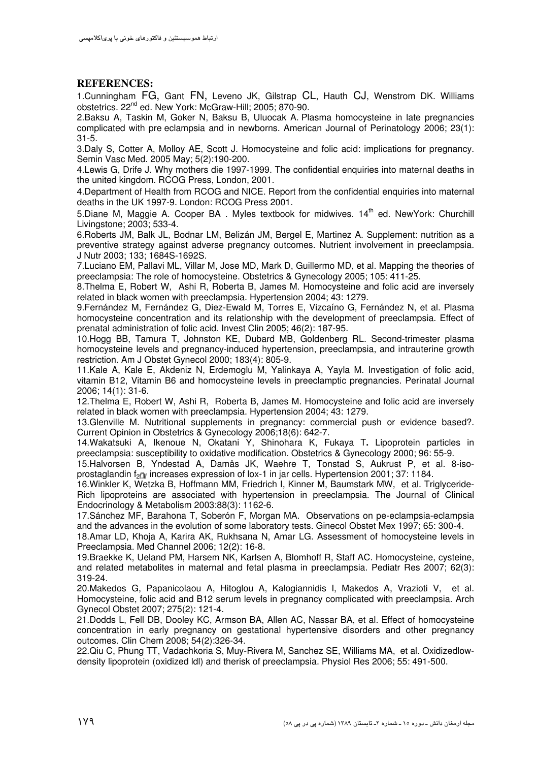## REFERENCES:

1.Cunningham FG, Gant FN, Leveno JK, Gilstrap CL, Hauth CJ, Wenstrom DK. Williams obstetrics. 22nd ed. New York: McGraw-Hill; 2005; 870-90.

2.Baksu A, Taskin M, Goker N, Baksu B, Uluocak A. Plasma homocysteine in late pregnancies complicated with pre eclampsia and in newborns. American Journal of Perinatology 2006; 23(1): 31-5.

3.Daly S, Cotter A, Molloy AE, Scott J. Homocysteine and folic acid: implications for pregnancy. Semin Vasc Med. 2005 May; 5(2):190-200.

4.Lewis G, Drife J. Why mothers die 1997-1999. The confidential enquiries into maternal deaths in the united kingdom. RCOG Press, London, 2001.

4.Department of Health from RCOG and NICE. Report from the confidential enquiries into maternal deaths in the UK 1997-9. London: RCOG Press 2001.

5.Diane M, Maggie A. Cooper BA . Myles textbook for midwives. 14th ed. NewYork: Churchill Livingstone; 2003; 533-4.

6.Roberts JM, Balk JL, Bodnar LM, Belizán JM, Bergel E, Martinez A. Supplement: nutrition as a preventive strategy against adverse pregnancy outcomes. Nutrient involvement in preeclampsia. J Nutr 2003; 133; 1684S-1692S.

7.Luciano EM, Pallavi ML, Villar M, Jose MD, Mark D, Guillermo MD, et al. Mapping the theories of preeclampsia: The role of homocysteine. Obstetrics & Gynecology 2005; 105: 411-25.

8.Thelma E, Robert W, Ashi R, Roberta B, James M. Homocysteine and folic acid are inversely related in black women with preeclampsia. Hypertension 2004; 43: 1279.

9.Fernández M, Fernández G, Diez-Ewald M, Torres E, Vizcaíno G, Fernández N, et al. Plasma homocysteine concentration and its relationship with the development of preeclampsia. Effect of prenatal administration of folic acid. Invest Clin 2005; 46(2): 187-95.

10.Hogg BB, Tamura T, Johnston KE, Dubard MB, Goldenberg RL. Second-trimester plasma homocysteine levels and pregnancy-induced hypertension, preeclampsia, and intrauterine growth restriction. Am J Obstet Gynecol 2000; 183(4): 805-9.

11.Kale A, Kale E, Akdeniz N, Erdemoglu M, Yalinkaya A, Yayla M. Investigation of folic acid, vitamin B12, Vitamin B6 and homocysteine levels in preeclamptic pregnancies. Perinatal Journal 2006; 14(1): 31-6.

12.Thelma E, Robert W, Ashi R, Roberta B, James M. Homocysteine and folic acid are inversely related in black women with preeclampsia. Hypertension 2004; 43: 1279.

13.Glenville M. Nutritional supplements in pregnancy: commercial push or evidence based?. Current Opinion in Obstetrics & Gynecology 2006;18(6): 642-7.

14.Wakatsuki A, Ikenoue N, Okatani Y, Shinohara K, Fukaya T. Lipoprotein particles in preeclampsia: susceptibility to oxidative modification. Obstetrics & Gynecology 2000; 96: 55-9.

15.Halvorsen B, Yndestad A, Damås JK, Waehre T, Tonstad S, Aukrust P, et al. 8-iso-prostaglandin $f_{2\alpha}$ increases expression of lox-1 in jar cells. Hypertension 2001; 37: 1184.

16.Winkler K, Wetzka B, Hoffmann MM, Friedrich I, Kinner M, Baumstark MW, et al. Triglyceride-Rich lipoproteins are associated with hypertension in preeclampsia. The Journal of Clinical Endocrinology & Metabolism 2003:88(3): 1162-6.

17.Sánchez MF, Barahona T, Soberón F, Morgan MA. Observations on pe-eclampsia-eclampsia and the advances in the evolution of some laboratory tests. Ginecol Obstet Mex 1997; 65: 300-4.

18.Amar LD, Khoja A, Karira AK, Rukhsana N, Amar LG. Assessment of homocysteine levels in Preeclampsia. Med Channel 2006; 12(2): 16-8.

19.Braekke K, Ueland PM, Harsem NK, Karlsen A, Blomhoff R, Staff AC. Homocysteine, cysteine, and related metabolites in maternal and fetal plasma in preeclampsia. Pediatr Res 2007; 62(3): 319-24.

20.Makedos G, Papanicolaou A, Hitoglou A, Kalogiannidis I, Makedos A, Vrazioti V, et al. Homocysteine, folic acid and B12 serum levels in pregnancy complicated with preeclampsia. Arch Gynecol Obstet 2007; 275(2): 121-4.

21.Dodds L, Fell DB, Dooley KC, Armson BA, Allen AC, Nassar BA, et al. Effect of homocysteine concentration in early pregnancy on gestational hypertensive disorders and other pregnancy outcomes. Clin Chem 2008; 54(2):326-34.

22.Qiu C, Phung TT, Vadachkoria S, Muy-Rivera M, Sanchez SE, Williams MA, et al. Oxidizedlow-density lipoprotein (oxidized ldl) and therisk of preeclampsia. Physiol Res 2006; 55: 491-500.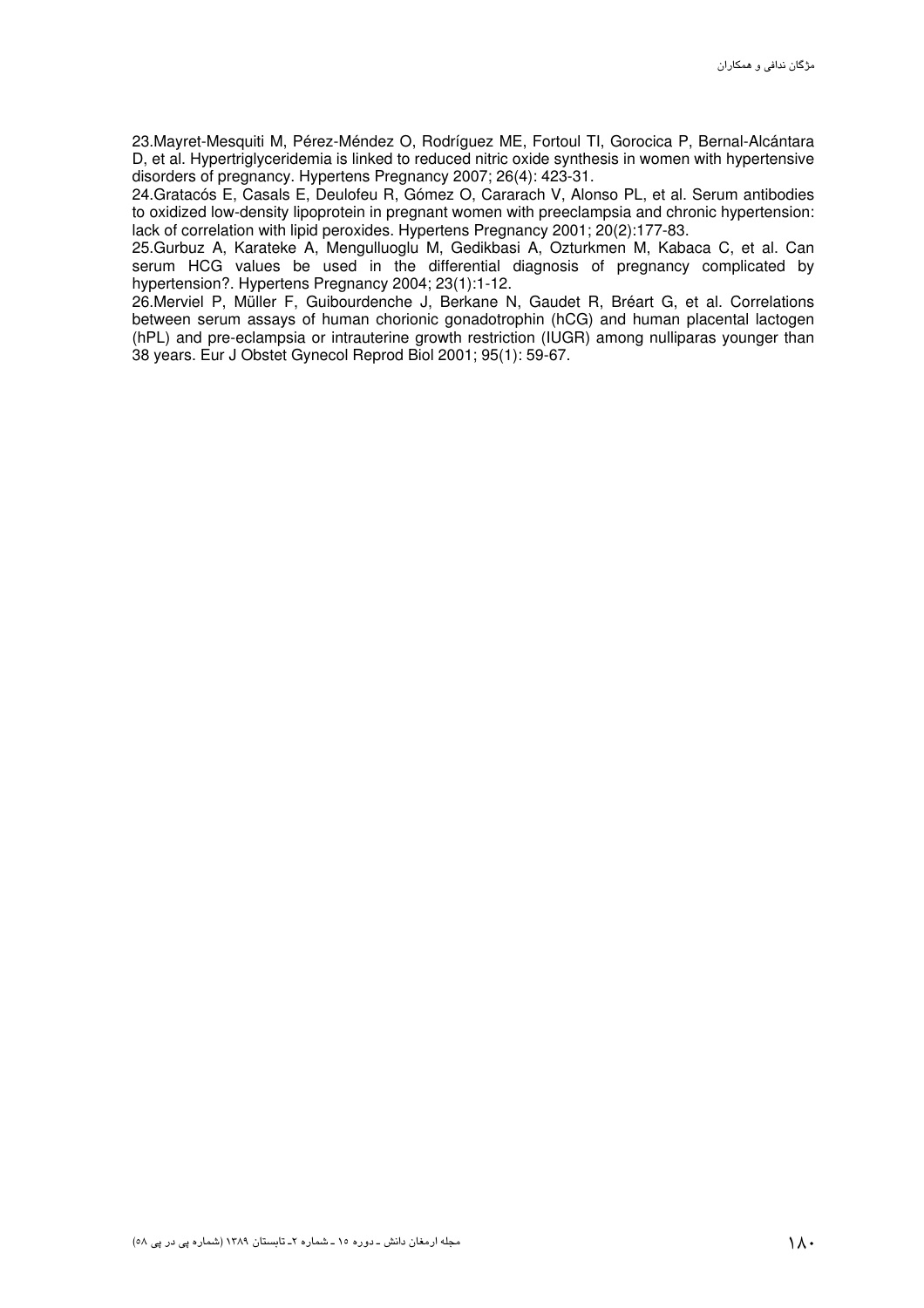23.Mayret-Mesquiti M, Pérez-Méndez O, Rodríguez ME, Fortoul TI, Gorocica P, Bernal-Alcántara D, et al. Hypertriglyceridemia is linked to reduced nitric oxide synthesis in women with hypertensive disorders of pregnancy. Hypertens Pregnancy 2007; 26(4): 423-31.

24.Gratacós E, Casals E, Deulofeu R, Gómez O, Cararach V, Alonso PL, et al. Serum antibodies to oxidized low-density lipoprotein in pregnant women with preeclampsia and chronic hypertension: lack of correlation with lipid peroxides. Hypertens Pregnancy 2001; 20(2):177-83.

25.Gurbuz A, Karateke A, Mengulluoglu M, Gedikbasi A, Ozturkmen M, Kabaca C, et al. Can serum HCG values be used in the differential diagnosis of pregnancy complicated by hypertension?. Hypertens Pregnancy 2004; 23(1):1-12.

26.Merviel P, Müller F, Guibourdenche J, Berkane N, Gaudet R, Bréart G, et al. Correlations between serum assays of human chorionic gonadotrophin (hCG) and human placental lactogen (hPL) and pre-eclampsia or intrauterine growth restriction (IUGR) among nulliparas younger than 38 years. Eur J Obstet Gynecol Reprod Biol 2001; 95(1): 59-67.